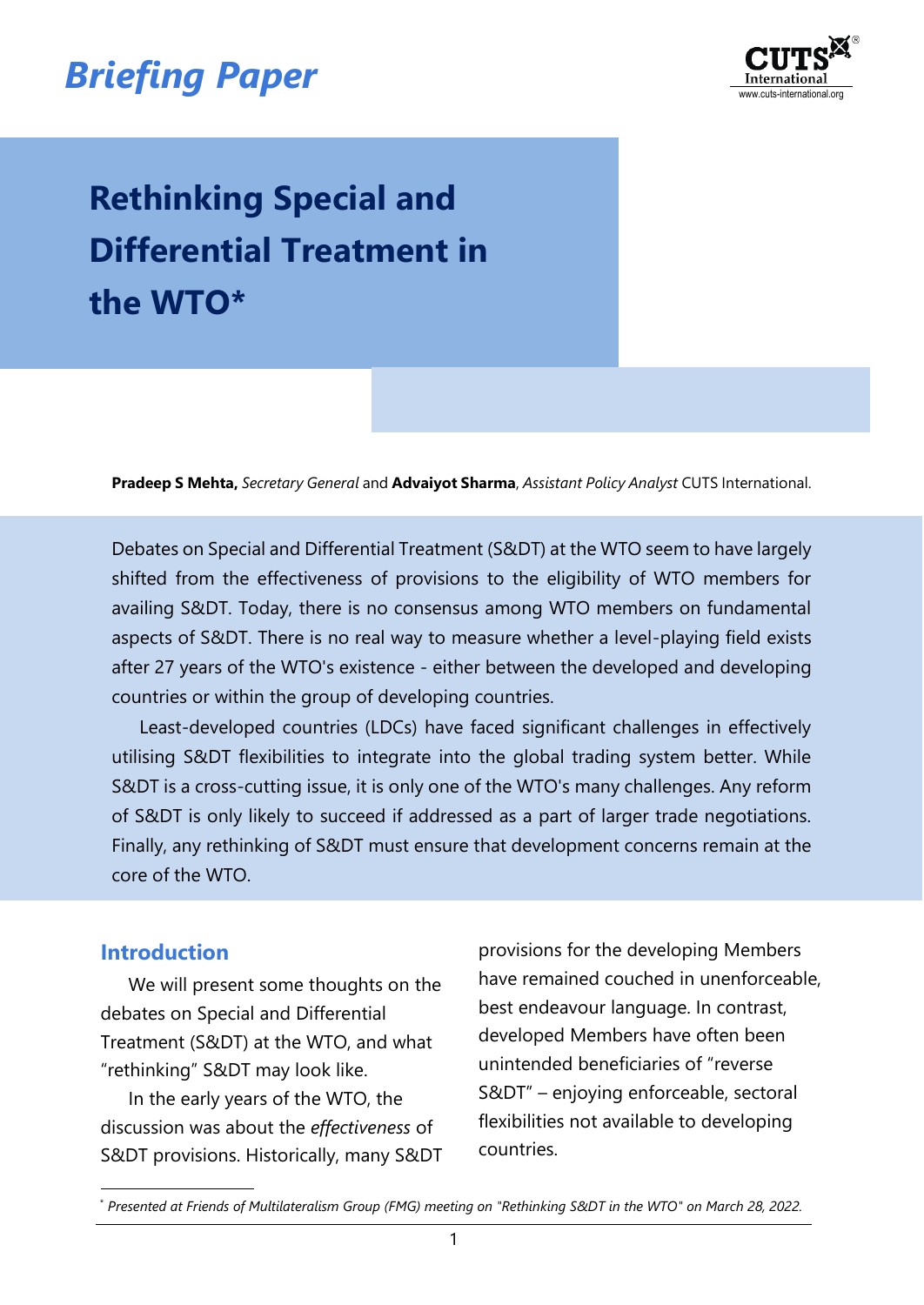*Briefing Paper*

CUTS International
www.cuts-international.org

# Rethinking Special and Differential Treatment in the WTO*

**Pradeep S Mehta,** *Secretary General* and **Advaiyot Sharma**, *Assistant Policy Analyst* CUTS International.

Debates on Special and Differential Treatment (S&DT) at the WTO seem to have largely shifted from the effectiveness of provisions to the eligibility of WTO members for availing S&DT. Today, there is no consensus among WTO members on fundamental aspects of S&DT. There is no real way to measure whether a level-playing field exists after 27 years of the WTO's existence - either between the developed and developing countries or within the group of developing countries.

Least-developed countries (LDCs) have faced significant challenges in effectively utilising S&DT flexibilities to integrate into the global trading system better. While S&DT is a cross-cutting issue, it is only one of the WTO's many challenges. Any reform of S&DT is only likely to succeed if addressed as a part of larger trade negotiations. Finally, any rethinking of S&DT must ensure that development concerns remain at the core of the WTO.

## Introduction

We will present some thoughts on the debates on Special and Differential Treatment (S&DT) at the WTO, and what "rethinking" S&DT may look like.

In the early years of the WTO, the discussion was about the *effectiveness* of S&DT provisions. Historically, many S&DT provisions for the developing Members have remained couched in unenforceable, best endeavour language. In contrast, developed Members have often been unintended beneficiaries of "reverse S&DT" – enjoying enforceable, sectoral flexibilities not available to developing countries.

* *Presented at Friends of Multilateralism Group (FMG) meeting on "Rethinking S&DT in the WTO" on March 28, 2022.*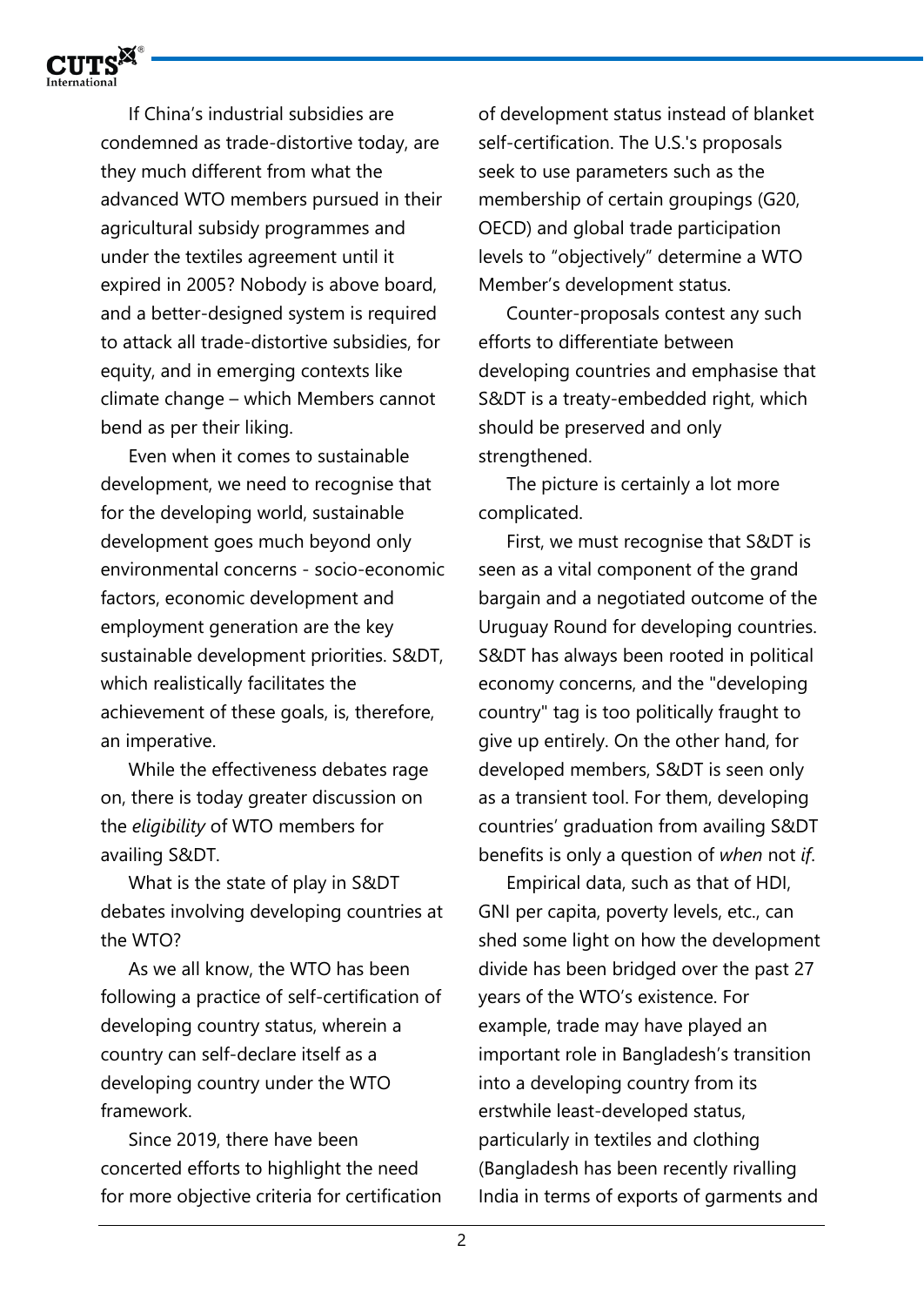If China's industrial subsidies are condemned as trade-distortive today, are they much different from what the advanced WTO members pursued in their agricultural subsidy programmes and under the textiles agreement until it expired in 2005? Nobody is above board, and a better-designed system is required to attack all trade-distortive subsidies, for equity, and in emerging contexts like climate change – which Members cannot bend as per their liking.

Even when it comes to sustainable development, we need to recognise that for the developing world, sustainable development goes much beyond only environmental concerns - socio-economic factors, economic development and employment generation are the key sustainable development priorities. S&DT, which realistically facilitates the achievement of these goals, is, therefore, an imperative.

While the effectiveness debates rage on, there is today greater discussion on the *eligibility* of WTO members for availing S&DT.

What is the state of play in S&DT debates involving developing countries at the WTO?

As we all know, the WTO has been following a practice of self-certification of developing country status, wherein a country can self-declare itself as a developing country under the WTO framework.

Since 2019, there have been concerted efforts to highlight the need for more objective criteria for certification of development status instead of blanket self-certification. The U.S.'s proposals seek to use parameters such as the membership of certain groupings (G20, OECD) and global trade participation levels to "objectively" determine a WTO Member's development status.

Counter-proposals contest any such efforts to differentiate between developing countries and emphasise that S&DT is a treaty-embedded right, which should be preserved and only strengthened.

The picture is certainly a lot more complicated.

First, we must recognise that S&DT is seen as a vital component of the grand bargain and a negotiated outcome of the Uruguay Round for developing countries. S&DT has always been rooted in political economy concerns, and the "developing country" tag is too politically fraught to give up entirely. On the other hand, for developed members, S&DT is seen only as a transient tool. For them, developing countries' graduation from availing S&DT benefits is only a question of *when* not *if*.

Empirical data, such as that of HDI, GNI per capita, poverty levels, etc., can shed some light on how the development divide has been bridged over the past 27 years of the WTO's existence. For example, trade may have played an important role in Bangladesh's transition into a developing country from its erstwhile least-developed status, particularly in textiles and clothing (Bangladesh has been recently rivalling India in terms of exports of garments and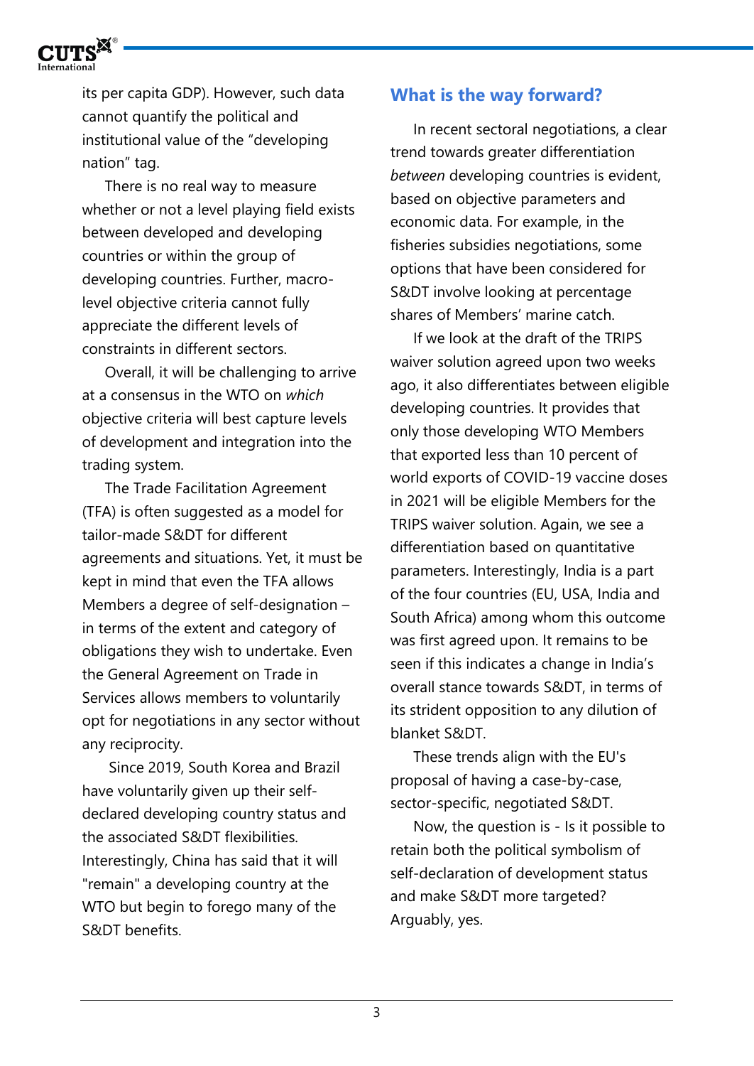its per capita GDP). However, such data cannot quantify the political and institutional value of the "developing nation" tag.

There is no real way to measure whether or not a level playing field exists between developed and developing countries or within the group of developing countries. Further, macro-level objective criteria cannot fully appreciate the different levels of constraints in different sectors.

Overall, it will be challenging to arrive at a consensus in the WTO on *which* objective criteria will best capture levels of development and integration into the trading system.

The Trade Facilitation Agreement (TFA) is often suggested as a model for tailor-made S&DT for different agreements and situations. Yet, it must be kept in mind that even the TFA allows Members a degree of self-designation – in terms of the extent and category of obligations they wish to undertake. Even the General Agreement on Trade in Services allows members to voluntarily opt for negotiations in any sector without any reciprocity.

Since 2019, South Korea and Brazil have voluntarily given up their self-declared developing country status and the associated S&DT flexibilities. Interestingly, China has said that it will "remain" a developing country at the WTO but begin to forego many of the S&DT benefits.

## What is the way forward?

In recent sectoral negotiations, a clear trend towards greater differentiation *between* developing countries is evident, based on objective parameters and economic data. For example, in the fisheries subsidies negotiations, some options that have been considered for S&DT involve looking at percentage shares of Members' marine catch.

If we look at the draft of the TRIPS waiver solution agreed upon two weeks ago, it also differentiates between eligible developing countries. It provides that only those developing WTO Members that exported less than 10 percent of world exports of COVID-19 vaccine doses in 2021 will be eligible Members for the TRIPS waiver solution. Again, we see a differentiation based on quantitative parameters. Interestingly, India is a part of the four countries (EU, USA, India and South Africa) among whom this outcome was first agreed upon. It remains to be seen if this indicates a change in India's overall stance towards S&DT, in terms of its strident opposition to any dilution of blanket S&DT.

These trends align with the EU's proposal of having a case-by-case, sector-specific, negotiated S&DT.

Now, the question is - Is it possible to retain both the political symbolism of self-declaration of development status and make S&DT more targeted? Arguably, yes.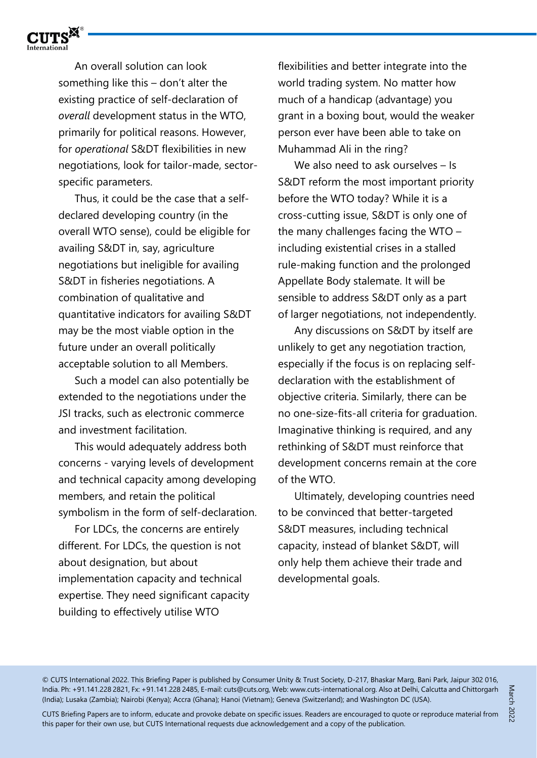An overall solution can look something like this – don't alter the existing practice of self-declaration of *overall* development status in the WTO, primarily for political reasons. However, for *operational* S&DT flexibilities in new negotiations, look for tailor-made, sector-specific parameters.

Thus, it could be the case that a self-declared developing country (in the overall WTO sense), could be eligible for availing S&DT in, say, agriculture negotiations but ineligible for availing S&DT in fisheries negotiations. A combination of qualitative and quantitative indicators for availing S&DT may be the most viable option in the future under an overall politically acceptable solution to all Members.

Such a model can also potentially be extended to the negotiations under the JSI tracks, such as electronic commerce and investment facilitation.

This would adequately address both concerns - varying levels of development and technical capacity among developing members, and retain the political symbolism in the form of self-declaration.

For LDCs, the concerns are entirely different. For LDCs, the question is not about designation, but about implementation capacity and technical expertise. They need significant capacity building to effectively utilise WTO flexibilities and better integrate into the world trading system. No matter how much of a handicap (advantage) you grant in a boxing bout, would the weaker person ever have been able to take on Muhammad Ali in the ring?

We also need to ask ourselves – Is S&DT reform the most important priority before the WTO today? While it is a cross-cutting issue, S&DT is only one of the many challenges facing the WTO – including existential crises in a stalled rule-making function and the prolonged Appellate Body stalemate. It will be sensible to address S&DT only as a part of larger negotiations, not independently.

Any discussions on S&DT by itself are unlikely to get any negotiation traction, especially if the focus is on replacing self-declaration with the establishment of objective criteria. Similarly, there can be no one-size-fits-all criteria for graduation. Imaginative thinking is required, and any rethinking of S&DT must reinforce that development concerns remain at the core of the WTO.

Ultimately, developing countries need to be convinced that better-targeted S&DT measures, including technical capacity, instead of blanket S&DT, will only help them achieve their trade and developmental goals.

© CUTS International 2022. This Briefing Paper is published by Consumer Unity & Trust Society, D-217, Bhaskar Marg, Bani Park, Jaipur 302 016, India. Ph: +91.141.228 2821, Fx: +91.141.228 2485, E-mail: cuts@cuts.org, Web: www.cuts-international.org. Also at Delhi, Calcutta and Chittorgarh (India); Lusaka (Zambia); Nairobi (Kenya); Accra (Ghana); Hanoi (Vietnam); Geneva (Switzerland); and Washington DC (USA).

CUTS Briefing Papers are to inform, educate and provoke debate on specific issues. Readers are encouraged to quote or reproduce material from this paper for their own use, but CUTS International requests due acknowledgement and a copy of the publication.